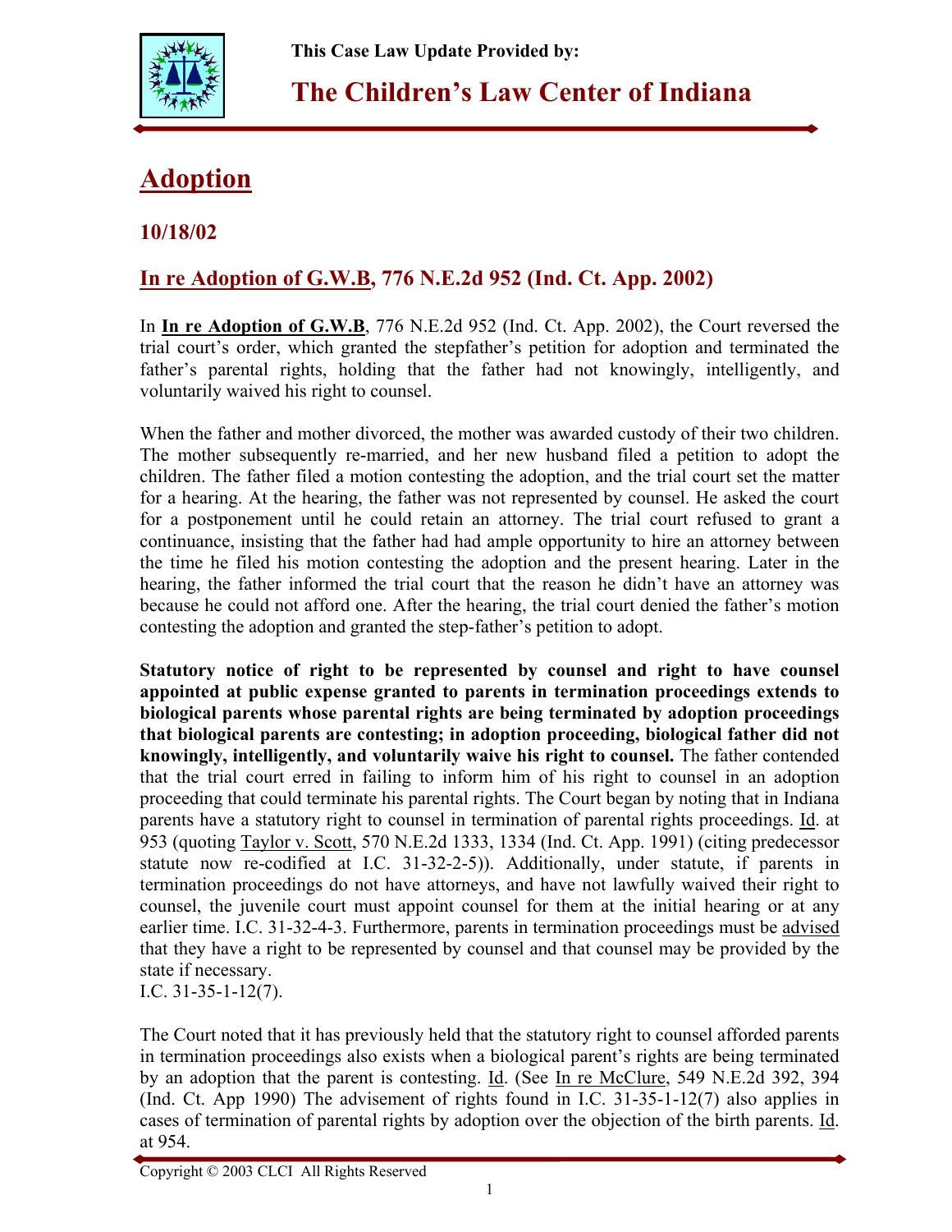This Case Law Update Provided by:

**The Children's Law Center of Indiana**

# Adoption

## 10/18/02

## In re Adoption of G.W.B, 776 N.E.2d 952 (Ind. Ct. App. 2002)

In **In re Adoption of G.W.B**, 776 N.E.2d 952 (Ind. Ct. App. 2002), the Court reversed the trial court's order, which granted the stepfather's petition for adoption and terminated the father's parental rights, holding that the father had not knowingly, intelligently, and voluntarily waived his right to counsel.

When the father and mother divorced, the mother was awarded custody of their two children. The mother subsequently re-married, and her new husband filed a petition to adopt the children. The father filed a motion contesting the adoption, and the trial court set the matter for a hearing. At the hearing, the father was not represented by counsel. He asked the court for a postponement until he could retain an attorney. The trial court refused to grant a continuance, insisting that the father had had ample opportunity to hire an attorney between the time he filed his motion contesting the adoption and the present hearing. Later in the hearing, the father informed the trial court that the reason he didn't have an attorney was because he could not afford one. After the hearing, the trial court denied the father's motion contesting the adoption and granted the step-father's petition to adopt.

**Statutory notice of right to be represented by counsel and right to have counsel appointed at public expense granted to parents in termination proceedings extends to biological parents whose parental rights are being terminated by adoption proceedings that biological parents are contesting; in adoption proceeding, biological father did not knowingly, intelligently, and voluntarily waive his right to counsel.** The father contended that the trial court erred in failing to inform him of his right to counsel in an adoption proceeding that could terminate his parental rights. The Court began by noting that in Indiana parents have a statutory right to counsel in termination of parental rights proceedings. Id. at 953 (quoting Taylor v. Scott, 570 N.E.2d 1333, 1334 (Ind. Ct. App. 1991) (citing predecessor statute now re-codified at I.C. 31-32-2-5)). Additionally, under statute, if parents in termination proceedings do not have attorneys, and have not lawfully waived their right to counsel, the juvenile court must appoint counsel for them at the initial hearing or at any earlier time. I.C. 31-32-4-3. Furthermore, parents in termination proceedings must be advised that they have a right to be represented by counsel and that counsel may be provided by the state if necessary.
I.C. 31-35-1-12(7).

The Court noted that it has previously held that the statutory right to counsel afforded parents in termination proceedings also exists when a biological parent's rights are being terminated by an adoption that the parent is contesting. Id. (See In re McClure, 549 N.E.2d 392, 394 (Ind. Ct. App 1990) The advisement of rights found in I.C. 31-35-1-12(7) also applies in cases of termination of parental rights by adoption over the objection of the birth parents. Id. at 954.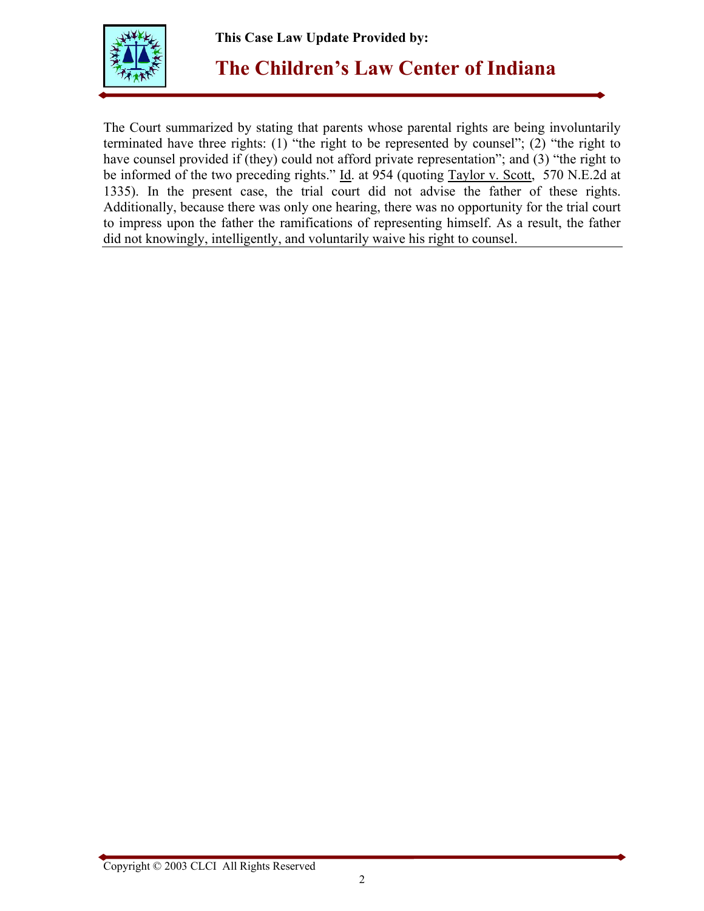The Court summarized by stating that parents whose parental rights are being involuntarily terminated have three rights: (1) "the right to be represented by counsel"; (2) "the right to have counsel provided if (they) could not afford private representation"; and (3) "the right to be informed of the two preceding rights." Id. at 954 (quoting Taylor v. Scott, 570 N.E.2d at 1335). In the present case, the trial court did not advise the father of these rights. Additionally, because there was only one hearing, there was no opportunity for the trial court to impress upon the father the ramifications of representing himself. As a result, the father did not knowingly, intelligently, and voluntarily waive his right to counsel.